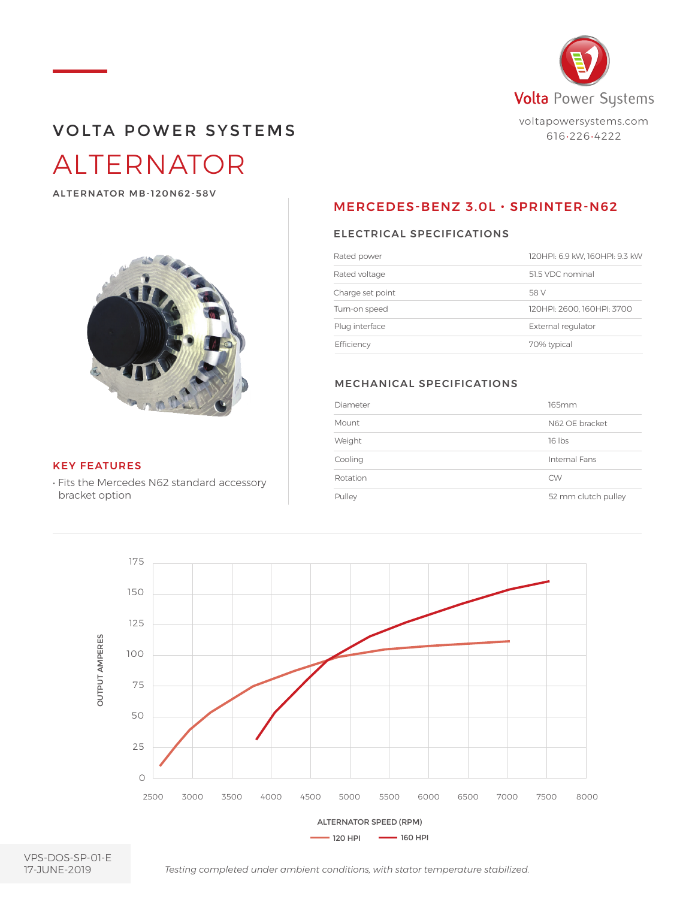Volta Power Systems

voltapowersystems.com
616·226·4222

## VOLTA POWER SYSTEMS

# ALTERNATOR

**ALTERNATOR MB-120N62-58V**

## MERCEDES-BENZ 3.0L · SPRINTER-N62

### ELECTRICAL SPECIFICATIONS

| | |
|---|---|
| Rated power | 120HPI: 6.9 kW, 160HPI: 9.3 kW |
| Rated voltage | 51.5 VDC nominal |
| Charge set point | 58 V |
| Turn-on speed | 120HPI: 2600, 160HPI: 3700 |
| Plug interface | External regulator |
| Efficiency | 70% typical |

### MECHANICAL SPECIFICATIONS

| | |
|---|---|
| Diameter | 165mm |
| Mount | N62 OE bracket |
| Weight | 16 lbs |
| Cooling | Internal Fans |
| Rotation | CW |
| Pulley | 52 mm clutch pulley |

### KEY FEATURES

- Fits the Mercedes N62 standard accessory bracket option

OUTPUT AMPERES (0–175) vs. ALTERNATOR SPEED (RPM) (2500–8000)

120 HPI — 160 HPI

VPS-DOS-SP-01-E
17-JUNE-2019

*Testing completed under ambient conditions, with stator temperature stabilized.*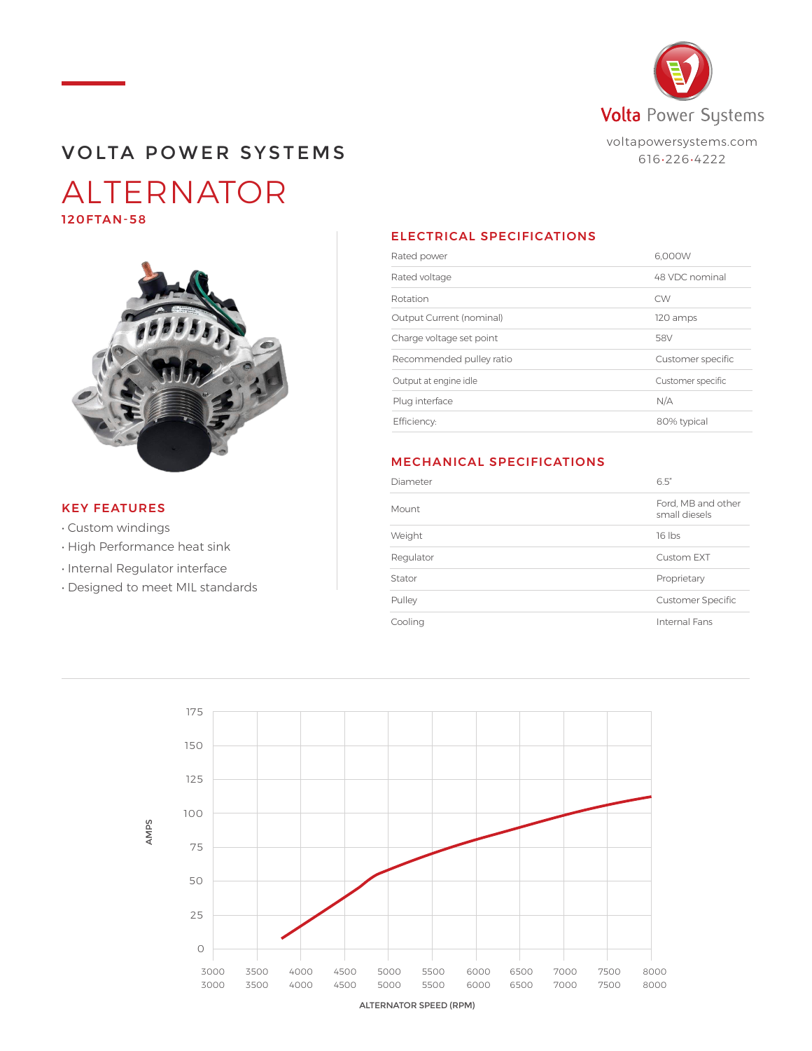Volta Power Systems

voltapowersystems.com
616·226·4222

# VOLTA POWER SYSTEMS

## ALTERNATOR

**120FTAN-58**

## KEY FEATURES

- Custom windings
- High Performance heat sink
- Internal Regulator interface
- Designed to meet MIL standards

## ELECTRICAL SPECIFICATIONS

| | |
|---|---|
| Rated power | 6,000W |
| Rated voltage | 48 VDC nominal |
| Rotation | CW |
| Output Current (nominal) | 120 amps |
| Charge voltage set point | 58V |
| Recommended pulley ratio | Customer specific |
| Output at engine idle | Customer specific |
| Plug interface | N/A |
| Efficiency: | 80% typical |

## MECHANICAL SPECIFICATIONS

| | |
|---|---|
| Diameter | 6.5" |
| Mount | Ford, MB and other small diesels |
| Weight | 16 lbs |
| Regulator | Custom EXT |
| Stator | Proprietary |
| Pulley | Customer Specific |
| Cooling | Internal Fans |

AMPS: 0, 25, 50, 75, 100, 125, 150, 175

ALTERNATOR SPEED (RPM): 3000, 3500, 4000, 4500, 5000, 5500, 6000, 6500, 7000, 7500, 8000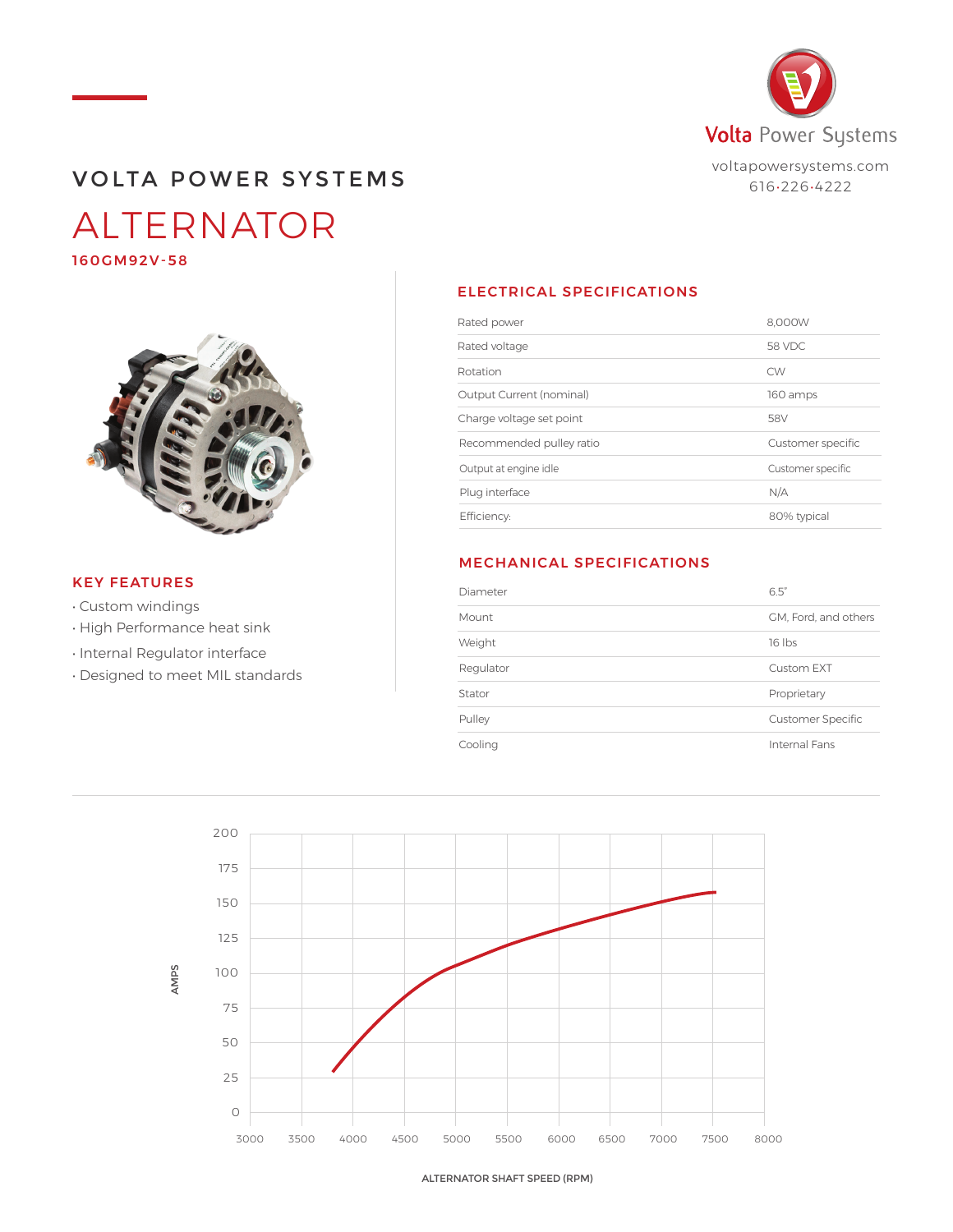Volta Power Systems

voltapowersystems.com
616·226·4222

# VOLTA POWER SYSTEMS

## ALTERNATOR

**160GM92V-58**

### ELECTRICAL SPECIFICATIONS

| | |
|---|---|
| Rated power | 8,000W |
| Rated voltage | 58 VDC |
| Rotation | CW |
| Output Current (nominal) | 160 amps |
| Charge voltage set point | 58V |
| Recommended pulley ratio | Customer specific |
| Output at engine idle | Customer specific |
| Plug interface | N/A |
| Efficiency: | 80% typical |

### KEY FEATURES

- Custom windings
- High Performance heat sink
- Internal Regulator interface
- Designed to meet MIL standards

### MECHANICAL SPECIFICATIONS

| | |
|---|---|
| Diameter | 6.5" |
| Mount | GM, Ford, and others |
| Weight | 16 lbs |
| Regulator | Custom EXT |
| Stator | Proprietary |
| Pulley | Customer Specific |
| Cooling | Internal Fans |

AMPS (0–200) vs. ALTERNATOR SHAFT SPEED (RPM) (3000–8000)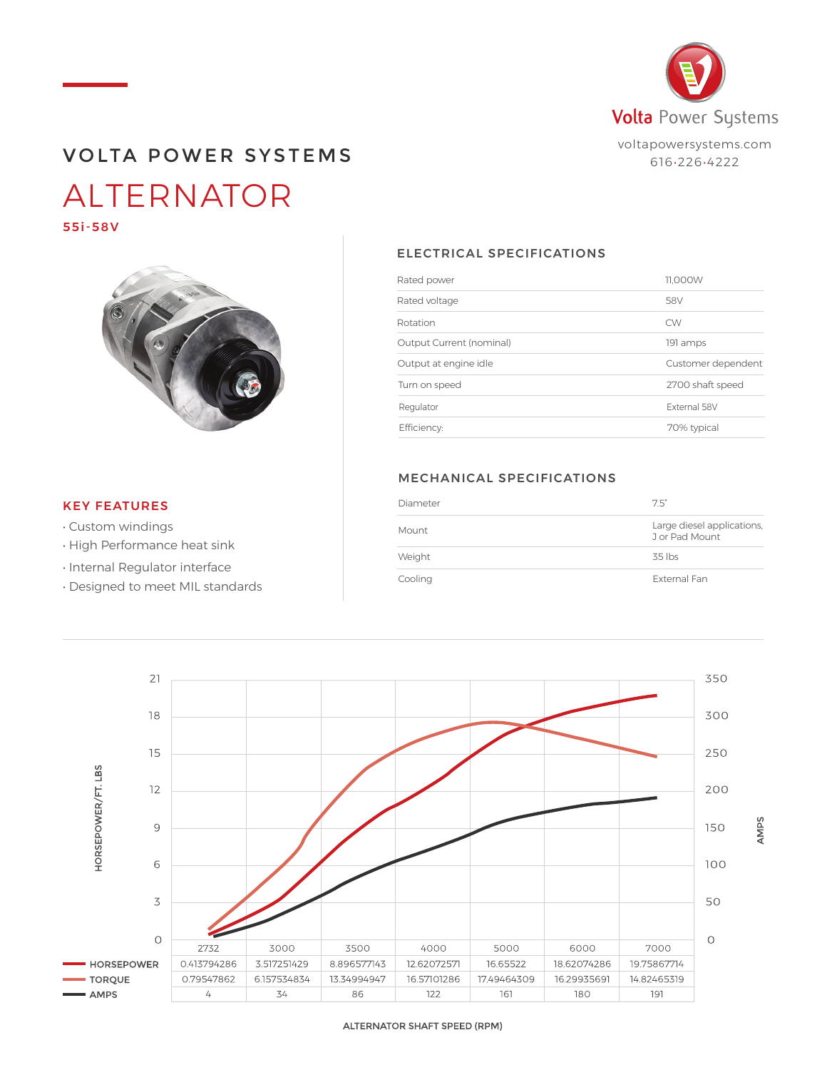VOLTA POWER SYSTEMS

# ALTERNATOR

**55i-58V**

Volta Power Systems

voltapowersystems.com
616·226·4222

## ELECTRICAL SPECIFICATIONS

| | |
|---|---|
| Rated power | 11,000W |
| Rated voltage | 58V |
| Rotation | CW |
| Output Current (nominal) | 191 amps |
| Output at engine idle | Customer dependent |
| Turn on speed | 2700 shaft speed |
| Regulator | External 58V |
| Efficiency: | 70% typical |

## MECHANICAL SPECIFICATIONS

| | |
|---|---|
| Diameter | 7.5" |
| Mount | Large diesel applications, J or Pad Mount |
| Weight | 35 lbs |
| Cooling | External Fan |

## KEY FEATURES

- Custom windings
- High Performance heat sink
- Internal Regulator interface
- Designed to meet MIL standards

HORSEPOWER/FT. LBS

21
18
15
12
9
6
3
0

AMPS

350
300
250
200
150
100
50
0

| | 2732 | 3000 | 3500 | 4000 | 5000 | 6000 | 7000 |
|---|---|---|---|---|---|---|---|
| HORSEPOWER | 0.413794286 | 3.517251429 | 8.896577143 | 12.62072571 | 16.65522 | 18.62074286 | 19.75867714 |
| TORQUE | 0.79547862 | 6.157534834 | 13.34994947 | 16.57101286 | 17.49464309 | 16.29935691 | 14.82465319 |
| AMPS | 4 | 34 | 86 | 122 | 161 | 180 | 191 |

ALTERNATOR SHAFT SPEED (RPM)